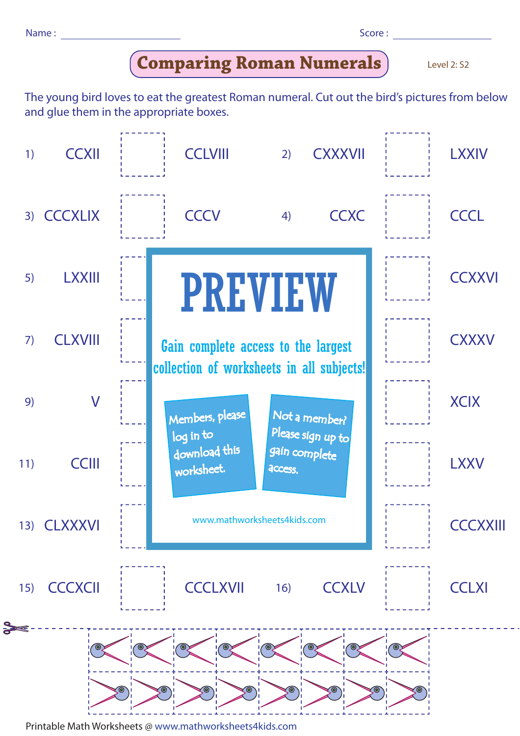Name : ________________ Score : ________________

# Comparing Roman Numerals

Level 2: S2

The young bird loves to eat the greatest Roman numeral. Cut out the bird's pictures from below and glue them in the appropriate boxes.

| | | | | | | |
|---|---|---|---|---|---|---|
| 1) | CCXII | | CCLVIII | 2) | CXXXVII | | LXXIV |
| 3) | CCCXLIX | | CCCV | 4) | CCXC | | CCCL |
| 5) | LXXIII | | | | | | CCXXVI |
| 7) | CLXVIII | | | | | | CXXXV |
| 9) | V | | | | | | XCIX |
| 11) | CCIII | | | | | | LXXV |
| 13) | CLXXXVI | | | | | | CCCXXIII |
| 15) | CCCXCII | | CCCLXVII | 16) | CCXLV | | CCLXI |

PREVIEW

Gain complete access to the largest collection of worksheets in all subjects!

Members, please log in to download this worksheet.

Not a member? Please sign up to gain complete access.

www.mathworksheets4kids.com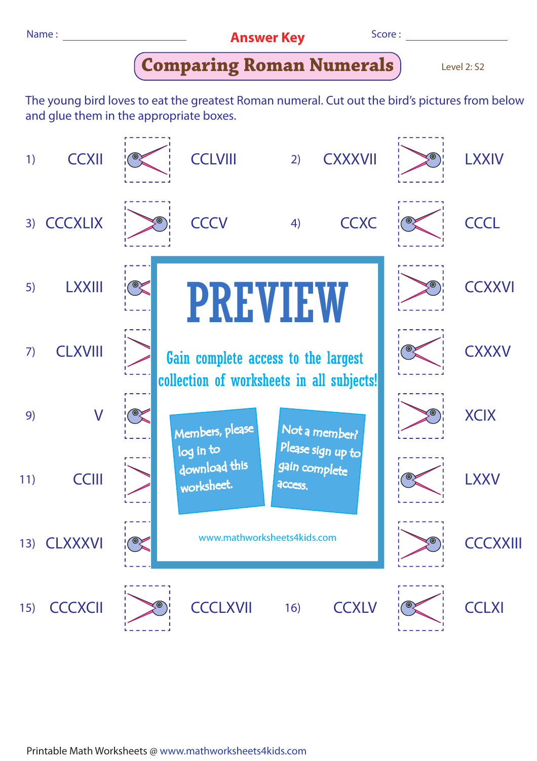Name : ______________ **Answer Key** Score : ______________

# Comparing Roman Numerals

Level 2: S2

The young bird loves to eat the greatest Roman numeral. Cut out the bird's pictures from below and glue them in the appropriate boxes.

| | | | | | |
|---|---|---|---|---|---|
| 1) | CCXII | CCLVIII | 2) | CXXXVII | LXXIV |
| 3) | CCCXLIX | CCCV | 4) | CCXC | CCCL |
| 5) | LXXIII | | | | CCXXVI |
| 7) | CLXVIII | | | | CXXXV |
| 9) | V | | | | XCIX |
| 11) | CCIII | | | | LXXV |
| 13) | CLXXXVI | | | | CCCXXIII |
| 15) | CCCXCII | CCCLXVII | 16) | CCXLV | CCLXI |

PREVIEW

Gain complete access to the largest collection of worksheets in all subjects!

Members, please log in to download this worksheet.

Not a member? Please sign up to gain complete access.

www.mathworksheets4kids.com

Printable Math Worksheets @ www.mathworksheets4kids.com